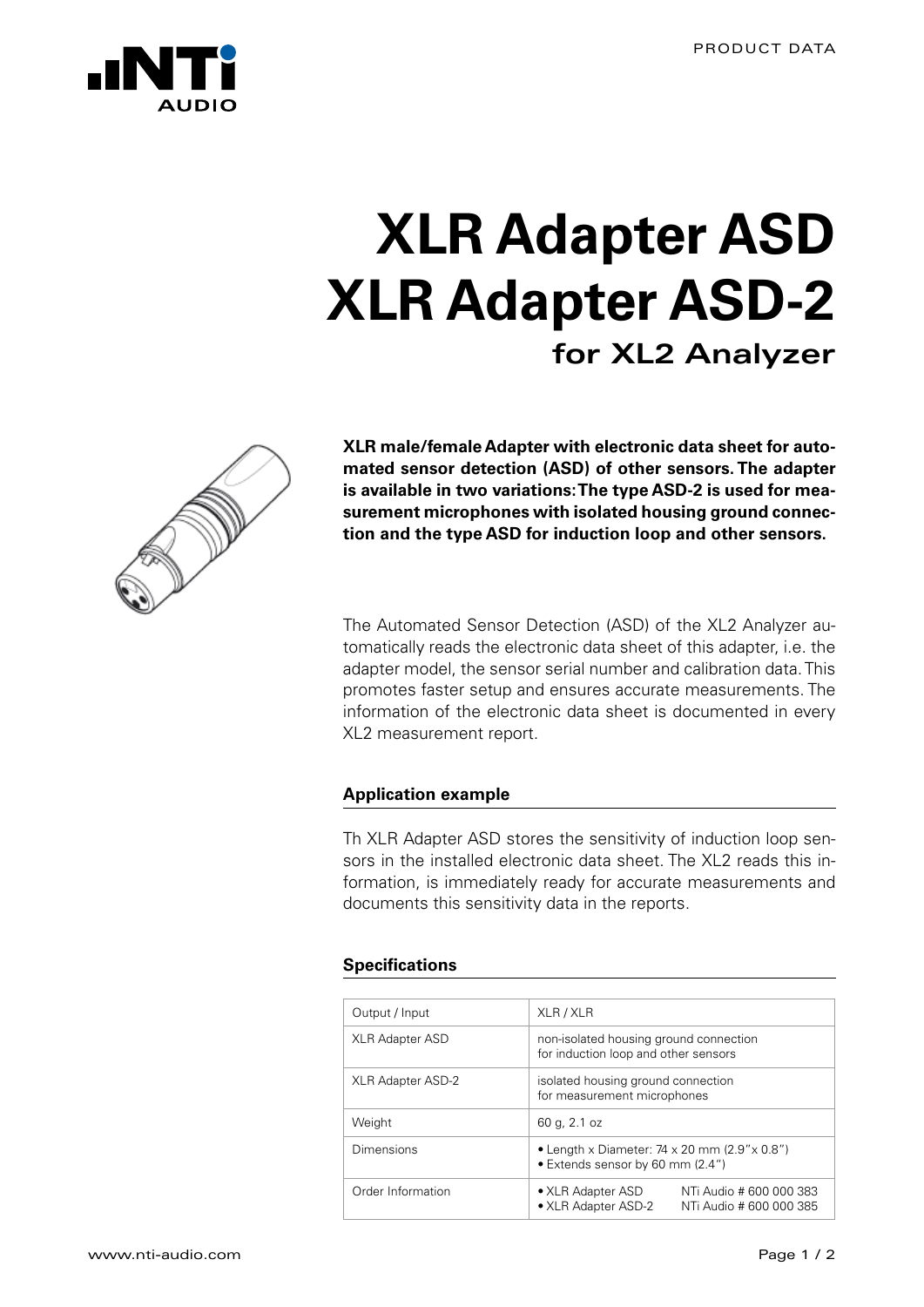# XLR Adapter ASD
# XLR Adapter ASD-2

## for XL2 Analyzer

**XLR male/female Adapter with electronic data sheet for automated sensor detection (ASD) of other sensors. The adapter is available in two variations: The type ASD-2 is used for measurement microphones with isolated housing ground connection and the type ASD for induction loop and other sensors.**

The Automated Sensor Detection (ASD) of the XL2 Analyzer automatically reads the electronic data sheet of this adapter, i.e. the adapter model, the sensor serial number and calibration data. This promotes faster setup and ensures accurate measurements. The information of the electronic data sheet is documented in every XL2 measurement report.

### Application example

Th XLR Adapter ASD stores the sensitivity of induction loop sensors in the installed electronic data sheet. The XL2 reads this information, is immediately ready for accurate measurements and documents this sensitivity data in the reports.

### Specifications

| | |
|---|---|
| Output / Input | XLR / XLR |
| XLR Adapter ASD | non-isolated housing ground connection<br>for induction loop and other sensors |
| XLR Adapter ASD-2 | isolated housing ground connection<br>for measurement microphones |
| Weight | 60 g, 2.1 oz |
| Dimensions | • Length x Diameter: 74 x 20 mm (2.9"x 0.8")<br>• Extends sensor by 60 mm (2.4") |
| Order Information | • XLR Adapter ASD NTi Audio # 600 000 383<br>• XLR Adapter ASD-2 NTi Audio # 600 000 385 |

www.nti-audio.com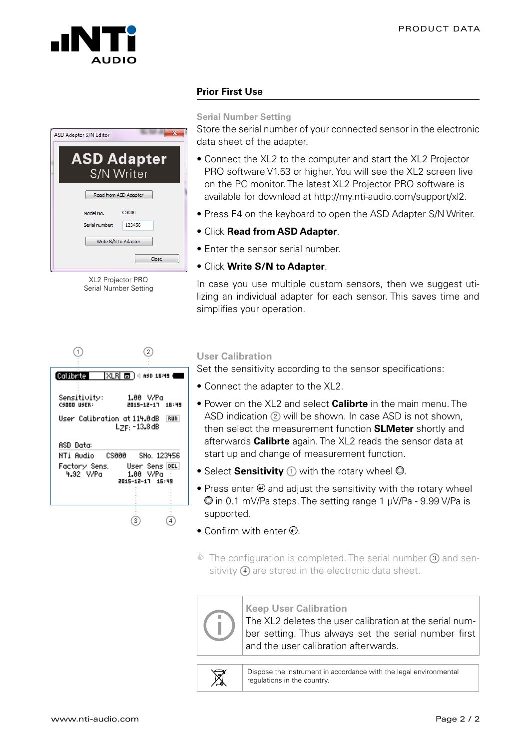## Prior First Use

### Serial Number Setting

Store the serial number of your connected sensor in the electronic data sheet of the adapter.

- Connect the XL2 to the computer and start the XL2 Projector PRO software V1.53 or higher. You will see the XL2 screen live on the PC monitor. The latest XL2 Projector PRO software is available for download at http://my.nti-audio.com/support/xl2.
- Press F4 on the keyboard to open the ASD Adapter S/N Writer.
- Click **Read from ASD Adapter**.
- Enter the sensor serial number.
- Click **Write S/N to Adapter**.

In case you use multiple custom sensors, then we suggest utilizing an individual adapter for each sensor. This saves time and simplifies your operation.

XL2 Projector PRO
Serial Number Setting

### User Calibration

Set the sensitivity according to the sensor specifications:

- Connect the adapter to the XL2.
- Power on the XL2 and select **Calibrte** in the main menu. The ASD indication ② will be shown. In case ASD is not shown, then select the measurement function **SLMeter** shortly and afterwards **Calibrte** again. The XL2 reads the sensor data at start up and change of measurement function.
- Select **Sensitivity** ① with the rotary wheel.
- Press enter and adjust the sensitivity with the rotary wheel in 0.1 mV/Pa steps. The setting range 1 µV/Pa - 9.99 V/Pa is supported.
- Confirm with enter.

The configuration is completed. The serial number ③ and sensitivity ④ are stored in the electronic data sheet.

**Keep User Calibration**
The XL2 deletes the user calibration at the serial number setting. Thus always set the serial number first and the user calibration afterwards.

Dispose the instrument in accordance with the legal environmental regulations in the country.

www.nti-audio.com